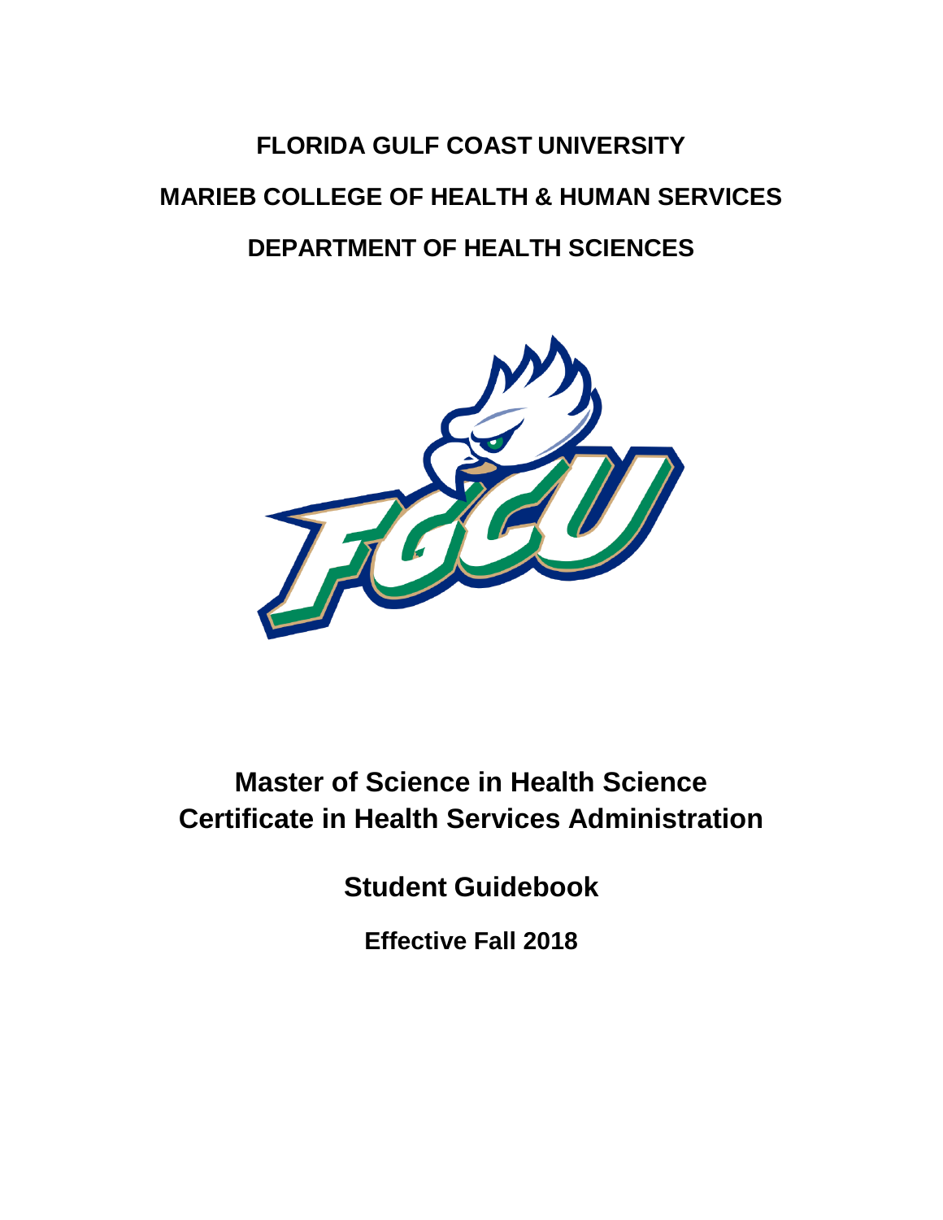# FLORIDA GULF COAST UNIVERSITY

# MARIEB COLLEGE OF HEALTH & HUMAN SERVICES

# DEPARTMENT OF HEALTH SCIENCES

## Master of Science in Health Science
## Certificate in Health Services Administration

## Student Guidebook

**Effective Fall 2018**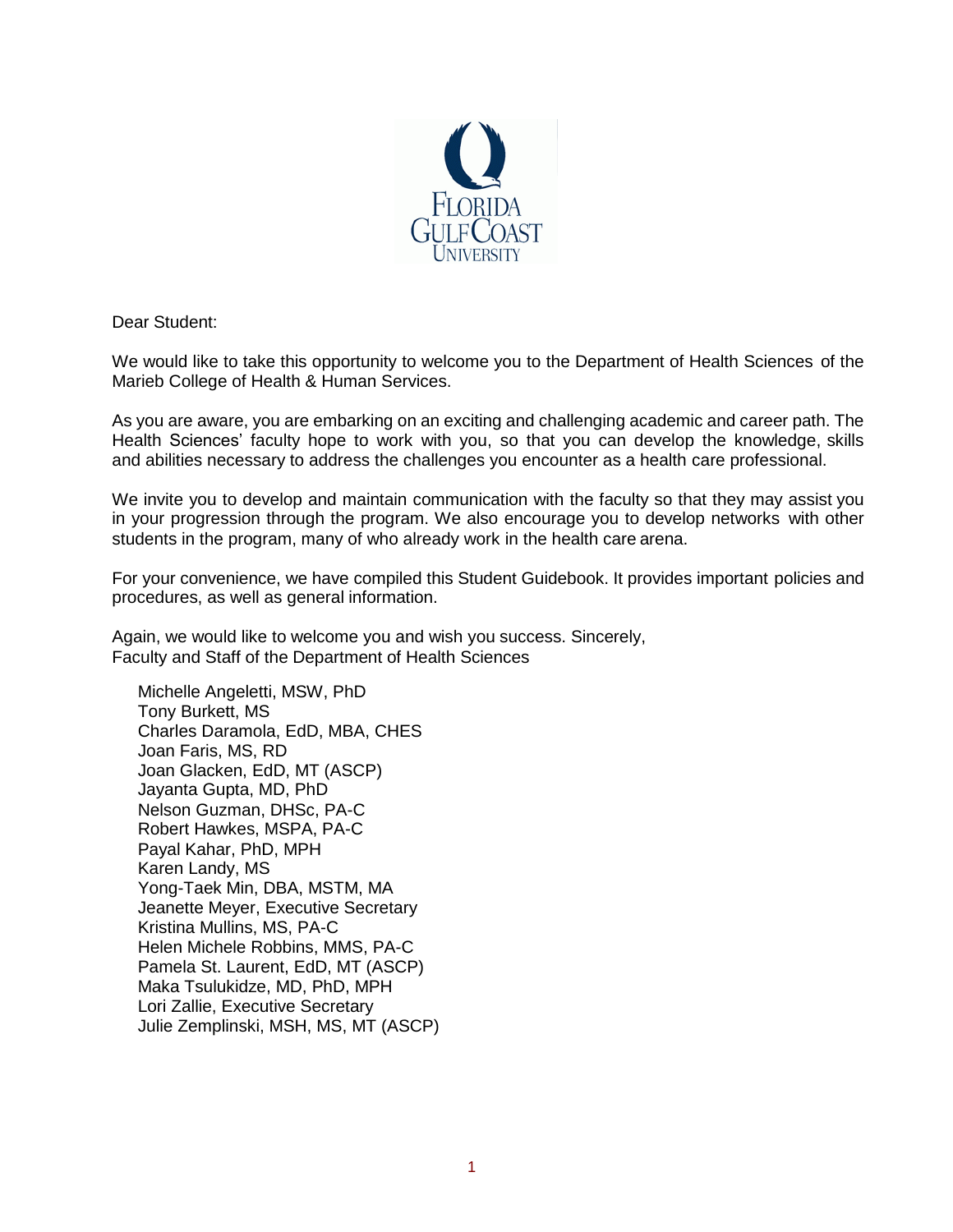Dear Student:

We would like to take this opportunity to welcome you to the Department of Health Sciences of the Marieb College of Health & Human Services.

As you are aware, you are embarking on an exciting and challenging academic and career path. The Health Sciences' faculty hope to work with you, so that you can develop the knowledge, skills and abilities necessary to address the challenges you encounter as a health care professional.

We invite you to develop and maintain communication with the faculty so that they may assist you in your progression through the program. We also encourage you to develop networks with other students in the program, many of who already work in the health care arena.

For your convenience, we have compiled this Student Guidebook. It provides important policies and procedures, as well as general information.

Again, we would like to welcome you and wish you success. Sincerely,
Faculty and Staff of the Department of Health Sciences

Michelle Angeletti, MSW, PhD
Tony Burkett, MS
Charles Daramola, EdD, MBA, CHES
Joan Faris, MS, RD
Joan Glacken, EdD, MT (ASCP)
Jayanta Gupta, MD, PhD
Nelson Guzman, DHSc, PA-C
Robert Hawkes, MSPA, PA-C
Payal Kahar, PhD, MPH
Karen Landy, MS
Yong-Taek Min, DBA, MSTM, MA
Jeanette Meyer, Executive Secretary
Kristina Mullins, MS, PA-C
Helen Michele Robbins, MMS, PA-C
Pamela St. Laurent, EdD, MT (ASCP)
Maka Tsulukidze, MD, PhD, MPH
Lori Zallie, Executive Secretary
Julie Zemplinski, MSH, MS, MT (ASCP)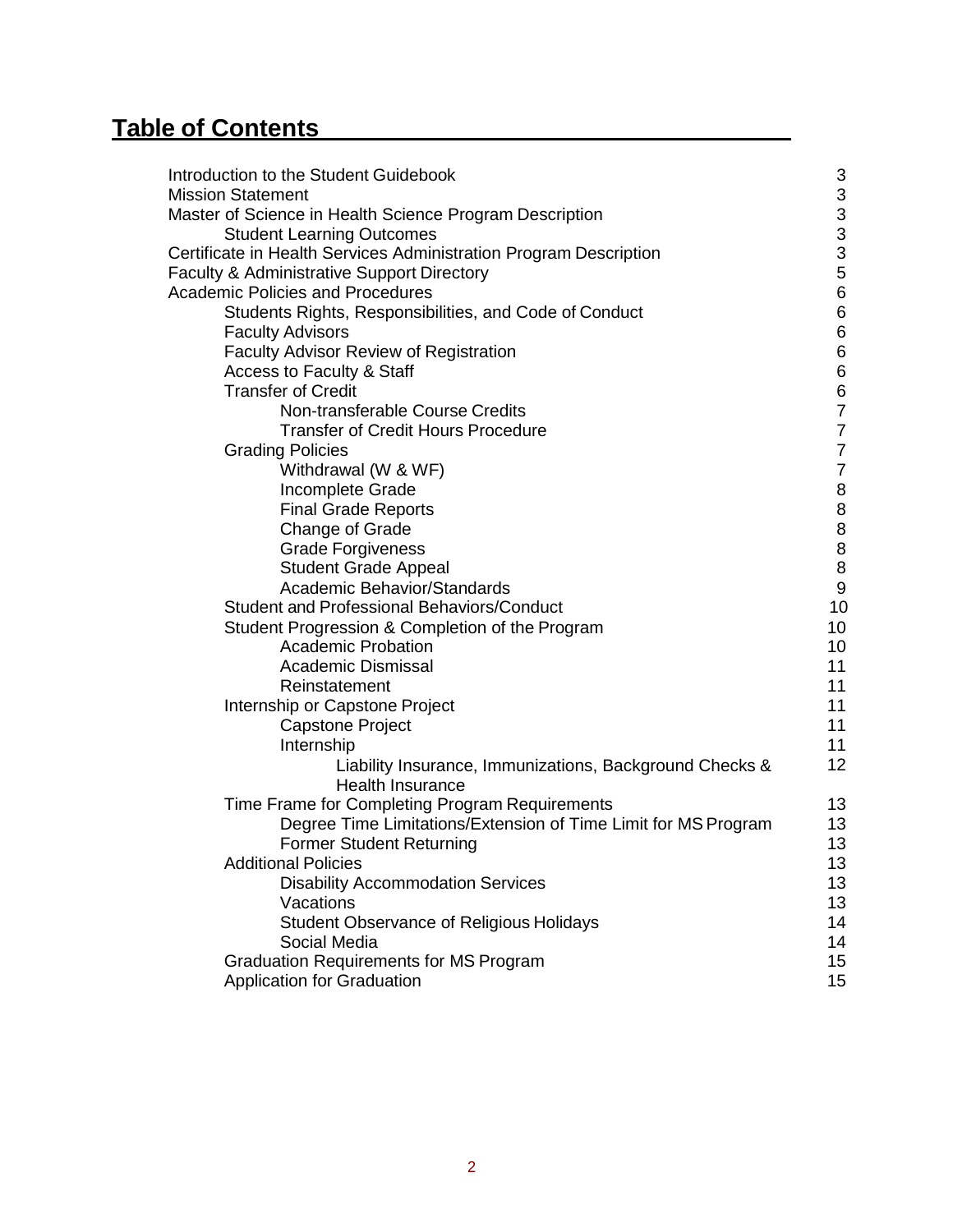# Table of Contents

| | |
|---|---|
| Introduction to the Student Guidebook | 3 |
| Mission Statement | 3 |
| Master of Science in Health Science Program Description | 3 |
| Student Learning Outcomes | 3 |
| Certificate in Health Services Administration Program Description | 3 |
| Faculty & Administrative Support Directory | 5 |
| Academic Policies and Procedures | 6 |
| Students Rights, Responsibilities, and Code of Conduct | 6 |
| Faculty Advisors | 6 |
| Faculty Advisor Review of Registration | 6 |
| Access to Faculty & Staff | 6 |
| Transfer of Credit | 6 |
| Non-transferable Course Credits | 7 |
| Transfer of Credit Hours Procedure | 7 |
| Grading Policies | 7 |
| Withdrawal (W & WF) | 7 |
| Incomplete Grade | 8 |
| Final Grade Reports | 8 |
| Change of Grade | 8 |
| Grade Forgiveness | 8 |
| Student Grade Appeal | 8 |
| Academic Behavior/Standards | 9 |
| Student and Professional Behaviors/Conduct | 10 |
| Student Progression & Completion of the Program | 10 |
| Academic Probation | 10 |
| Academic Dismissal | 11 |
| Reinstatement | 11 |
| Internship or Capstone Project | 11 |
| Capstone Project | 11 |
| Internship | 11 |
| Liability Insurance, Immunizations, Background Checks & Health Insurance | 12 |
| Time Frame for Completing Program Requirements | 13 |
| Degree Time Limitations/Extension of Time Limit for MS Program | 13 |
| Former Student Returning | 13 |
| Additional Policies | 13 |
| Disability Accommodation Services | 13 |
| Vacations | 13 |
| Student Observance of Religious Holidays | 14 |
| Social Media | 14 |
| Graduation Requirements for MS Program | 15 |
| Application for Graduation | 15 |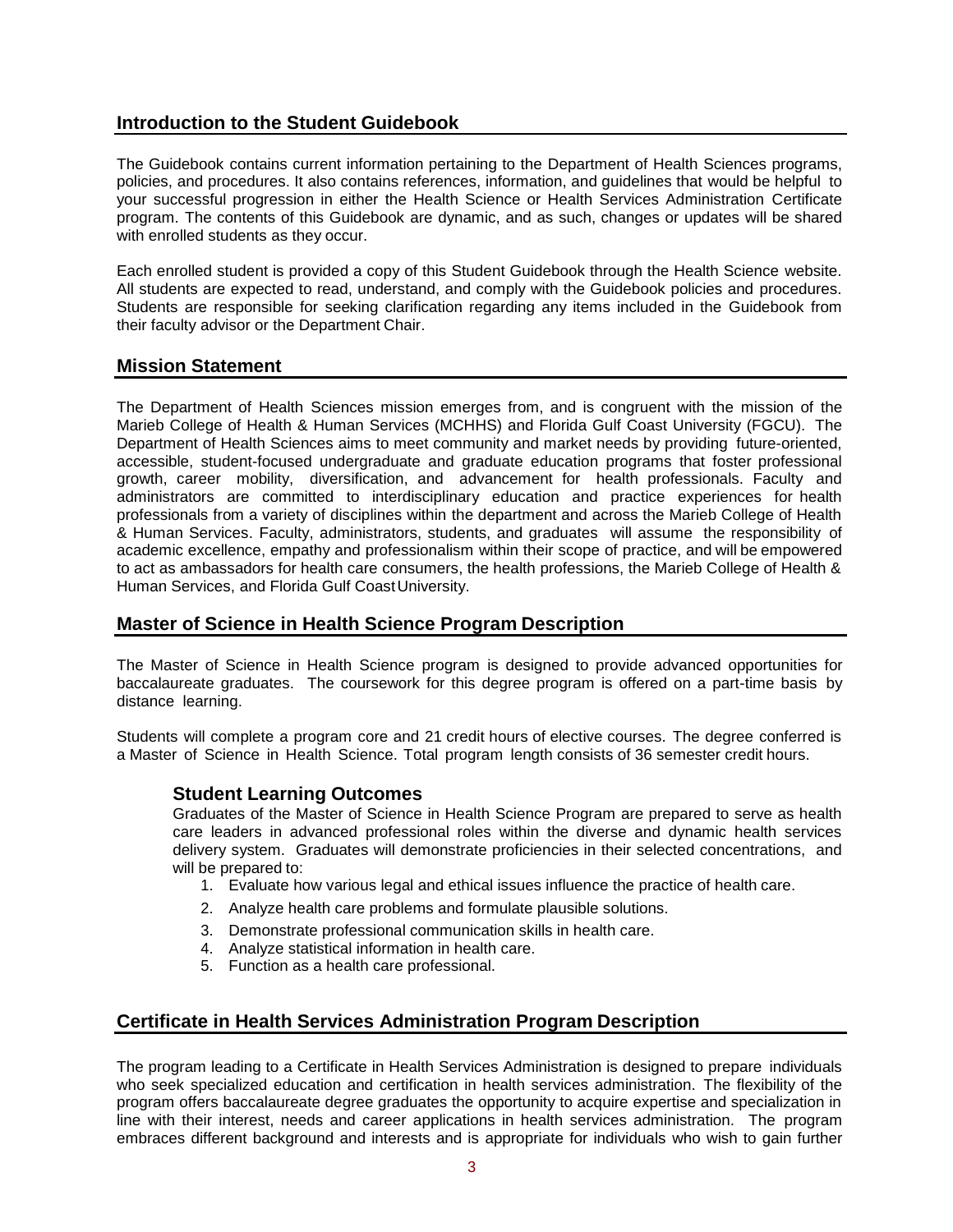## Introduction to the Student Guidebook

The Guidebook contains current information pertaining to the Department of Health Sciences programs, policies, and procedures. It also contains references, information, and guidelines that would be helpful to your successful progression in either the Health Science or Health Services Administration Certificate program. The contents of this Guidebook are dynamic, and as such, changes or updates will be shared with enrolled students as they occur.

Each enrolled student is provided a copy of this Student Guidebook through the Health Science website. All students are expected to read, understand, and comply with the Guidebook policies and procedures. Students are responsible for seeking clarification regarding any items included in the Guidebook from their faculty advisor or the Department Chair.

## Mission Statement

The Department of Health Sciences mission emerges from, and is congruent with the mission of the Marieb College of Health & Human Services (MCHHS) and Florida Gulf Coast University (FGCU). The Department of Health Sciences aims to meet community and market needs by providing future-oriented, accessible, student-focused undergraduate and graduate education programs that foster professional growth, career mobility, diversification, and advancement for health professionals. Faculty and administrators are committed to interdisciplinary education and practice experiences for health professionals from a variety of disciplines within the department and across the Marieb College of Health & Human Services. Faculty, administrators, students, and graduates will assume the responsibility of academic excellence, empathy and professionalism within their scope of practice, and will be empowered to act as ambassadors for health care consumers, the health professions, the Marieb College of Health & Human Services, and Florida Gulf Coast University.

## Master of Science in Health Science Program Description

The Master of Science in Health Science program is designed to provide advanced opportunities for baccalaureate graduates. The coursework for this degree program is offered on a part-time basis by distance learning.

Students will complete a program core and 21 credit hours of elective courses. The degree conferred is a Master of Science in Health Science. Total program length consists of 36 semester credit hours.

### Student Learning Outcomes

Graduates of the Master of Science in Health Science Program are prepared to serve as health care leaders in advanced professional roles within the diverse and dynamic health services delivery system. Graduates will demonstrate proficiencies in their selected concentrations, and will be prepared to:

1. Evaluate how various legal and ethical issues influence the practice of health care.
2. Analyze health care problems and formulate plausible solutions.
3. Demonstrate professional communication skills in health care.
4. Analyze statistical information in health care.
5. Function as a health care professional.

## Certificate in Health Services Administration Program Description

The program leading to a Certificate in Health Services Administration is designed to prepare individuals who seek specialized education and certification in health services administration. The flexibility of the program offers baccalaureate degree graduates the opportunity to acquire expertise and specialization in line with their interest, needs and career applications in health services administration. The program embraces different background and interests and is appropriate for individuals who wish to gain further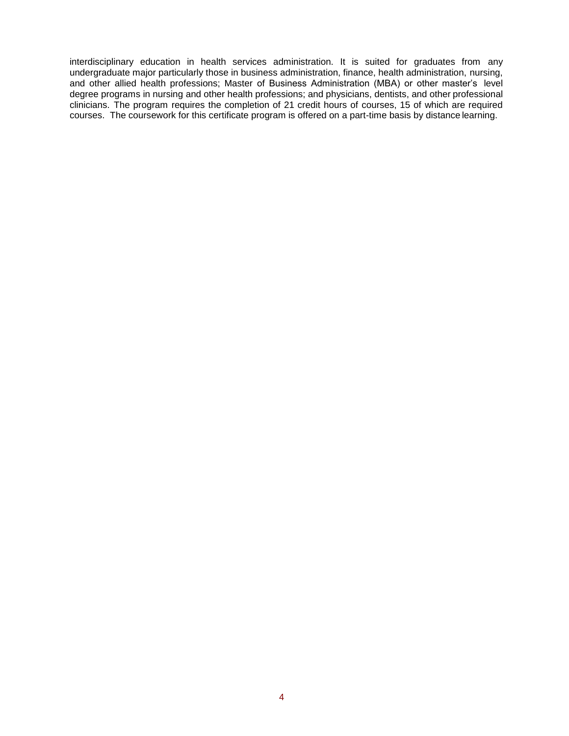interdisciplinary education in health services administration. It is suited for graduates from any undergraduate major particularly those in business administration, finance, health administration, nursing, and other allied health professions; Master of Business Administration (MBA) or other master's level degree programs in nursing and other health professions; and physicians, dentists, and other professional clinicians. The program requires the completion of 21 credit hours of courses, 15 of which are required courses. The coursework for this certificate program is offered on a part-time basis by distance learning.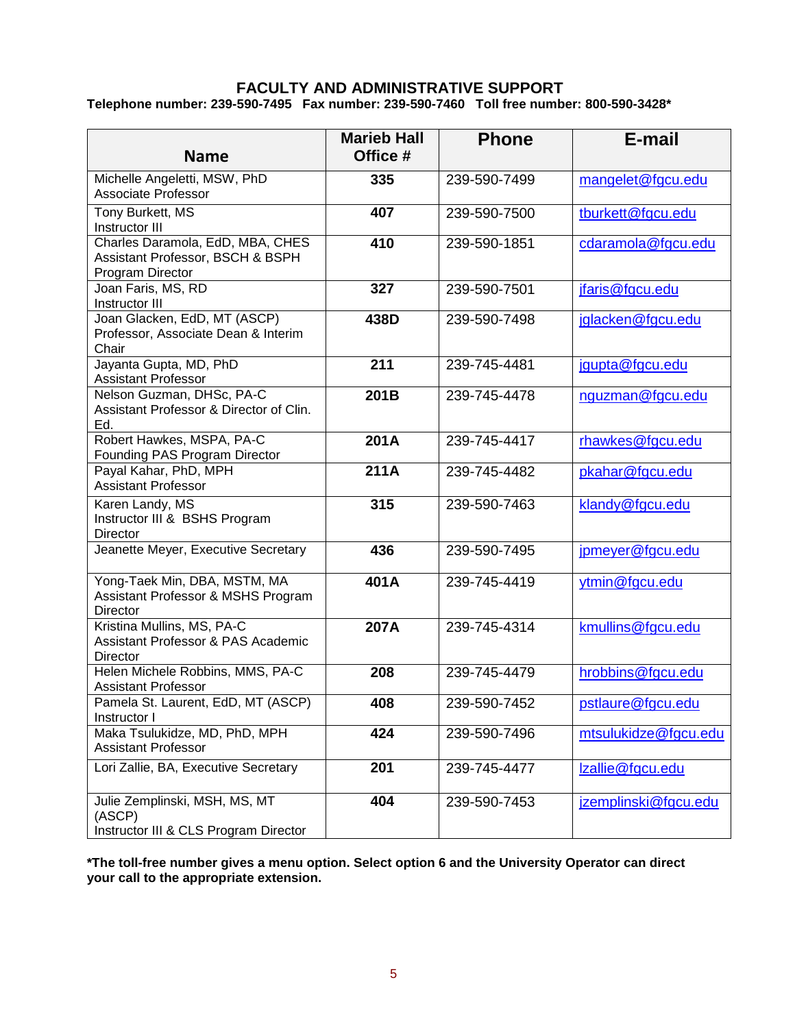## FACULTY AND ADMINISTRATIVE SUPPORT

**Telephone number: 239-590-7495   Fax number: 239-590-7460   Toll free number: 800-590-3428***

| Name | Marieb Hall Office # | Phone | E-mail |
|---|---|---|---|
| Michelle Angeletti, MSW, PhD<br>Associate Professor | **335** | 239-590-7499 | mangelet@fgcu.edu |
| Tony Burkett, MS<br>Instructor III | **407** | 239-590-7500 | tburkett@fgcu.edu |
| Charles Daramola, EdD, MBA, CHES<br>Assistant Professor, BSCH & BSPH Program Director | **410** | 239-590-1851 | cdaramola@fgcu.edu |
| Joan Faris, MS, RD<br>Instructor III | **327** | 239-590-7501 | jfaris@fgcu.edu |
| Joan Glacken, EdD, MT (ASCP)<br>Professor, Associate Dean & Interim Chair | **438D** | 239-590-7498 | jglacken@fgcu.edu |
| Jayanta Gupta, MD, PhD<br>Assistant Professor | **211** | 239-745-4481 | jgupta@fgcu.edu |
| Nelson Guzman, DHSc, PA-C<br>Assistant Professor & Director of Clin. Ed. | **201B** | 239-745-4478 | nguzman@fgcu.edu |
| Robert Hawkes, MSPA, PA-C<br>Founding PAS Program Director | **201A** | 239-745-4417 | rhawkes@fgcu.edu |
| Payal Kahar, PhD, MPH<br>Assistant Professor | **211A** | 239-745-4482 | pkahar@fgcu.edu |
| Karen Landy, MS<br>Instructor III & BSHS Program Director | **315** | 239-590-7463 | klandy@fgcu.edu |
| Jeanette Meyer, Executive Secretary | **436** | 239-590-7495 | jpmeyer@fgcu.edu |
| Yong-Taek Min, DBA, MSTM, MA<br>Assistant Professor & MSHS Program Director | **401A** | 239-745-4419 | ytmin@fgcu.edu |
| Kristina Mullins, MS, PA-C<br>Assistant Professor & PAS Academic Director | **207A** | 239-745-4314 | kmullins@fgcu.edu |
| Helen Michele Robbins, MMS, PA-C<br>Assistant Professor | **208** | 239-745-4479 | hrobbins@fgcu.edu |
| Pamela St. Laurent, EdD, MT (ASCP)<br>Instructor I | **408** | 239-590-7452 | pstlaure@fgcu.edu |
| Maka Tsulukidze, MD, PhD, MPH<br>Assistant Professor | **424** | 239-590-7496 | mtsulukidze@fgcu.edu |
| Lori Zallie, BA, Executive Secretary | **201** | 239-745-4477 | lzallie@fgcu.edu |
| Julie Zemplinski, MSH, MS, MT (ASCP)<br>Instructor III & CLS Program Director | **404** | 239-590-7453 | jzemplinski@fgcu.edu |

***The toll-free number gives a menu option. Select option 6 and the University Operator can direct your call to the appropriate extension.**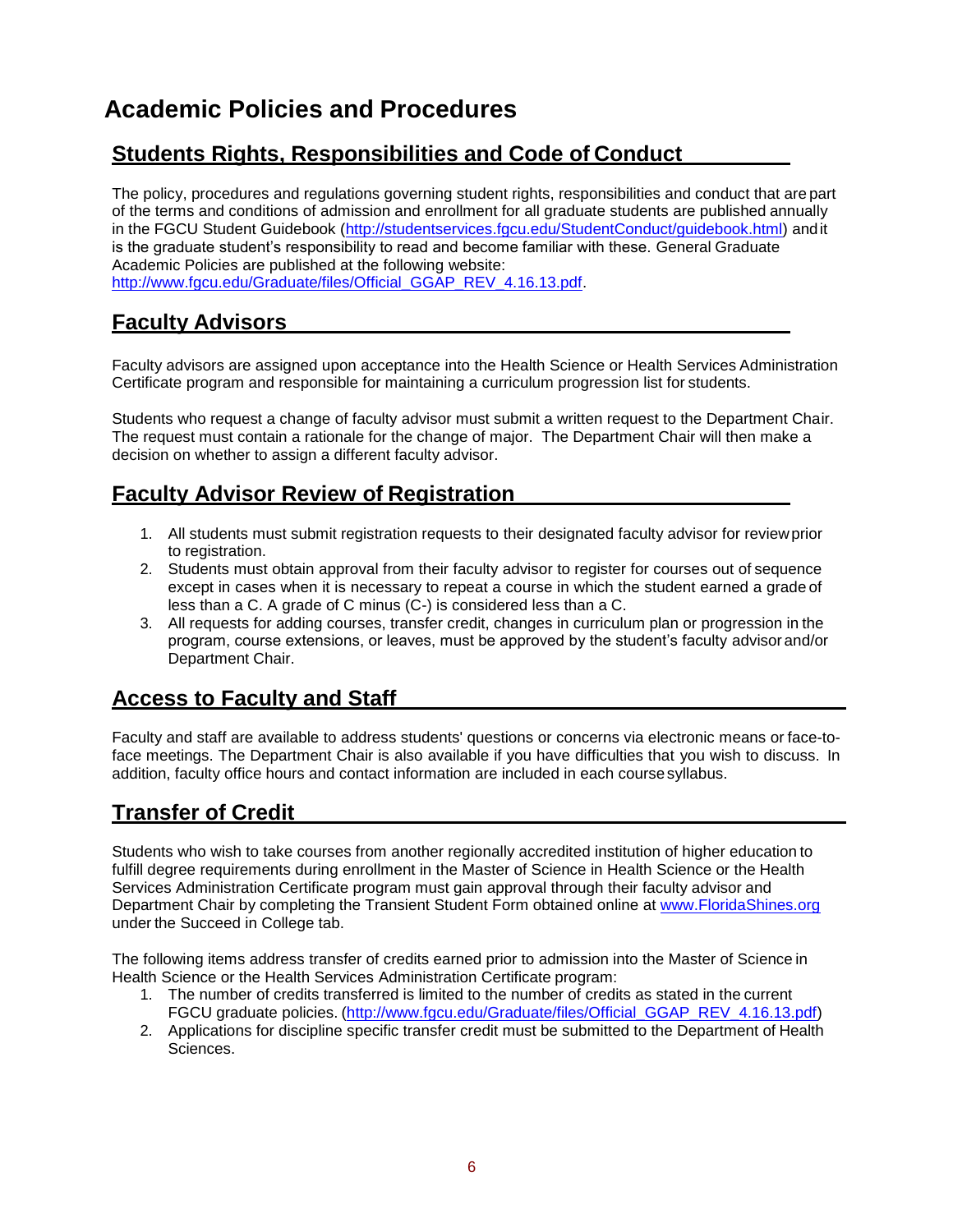# Academic Policies and Procedures

## Students Rights, Responsibilities and Code of Conduct

The policy, procedures and regulations governing student rights, responsibilities and conduct that are part of the terms and conditions of admission and enrollment for all graduate students are published annually in the FGCU Student Guidebook (http://studentservices.fgcu.edu/StudentConduct/guidebook.html) and it is the graduate student's responsibility to read and become familiar with these. General Graduate Academic Policies are published at the following website: http://www.fgcu.edu/Graduate/files/Official_GGAP_REV_4.16.13.pdf.

## Faculty Advisors

Faculty advisors are assigned upon acceptance into the Health Science or Health Services Administration Certificate program and responsible for maintaining a curriculum progression list for students.

Students who request a change of faculty advisor must submit a written request to the Department Chair. The request must contain a rationale for the change of major. The Department Chair will then make a decision on whether to assign a different faculty advisor.

## Faculty Advisor Review of Registration

1. All students must submit registration requests to their designated faculty advisor for review prior to registration.
2. Students must obtain approval from their faculty advisor to register for courses out of sequence except in cases when it is necessary to repeat a course in which the student earned a grade of less than a C. A grade of C minus (C-) is considered less than a C.
3. All requests for adding courses, transfer credit, changes in curriculum plan or progression in the program, course extensions, or leaves, must be approved by the student's faculty advisor and/or Department Chair.

## Access to Faculty and Staff

Faculty and staff are available to address students' questions or concerns via electronic means or face-to-face meetings. The Department Chair is also available if you have difficulties that you wish to discuss. In addition, faculty office hours and contact information are included in each course syllabus.

## Transfer of Credit

Students who wish to take courses from another regionally accredited institution of higher education to fulfill degree requirements during enrollment in the Master of Science in Health Science or the Health Services Administration Certificate program must gain approval through their faculty advisor and Department Chair by completing the Transient Student Form obtained online at www.FloridaShines.org under the Succeed in College tab.

The following items address transfer of credits earned prior to admission into the Master of Science in Health Science or the Health Services Administration Certificate program:

1. The number of credits transferred is limited to the number of credits as stated in the current FGCU graduate policies. (http://www.fgcu.edu/Graduate/files/Official_GGAP_REV_4.16.13.pdf)
2. Applications for discipline specific transfer credit must be submitted to the Department of Health Sciences.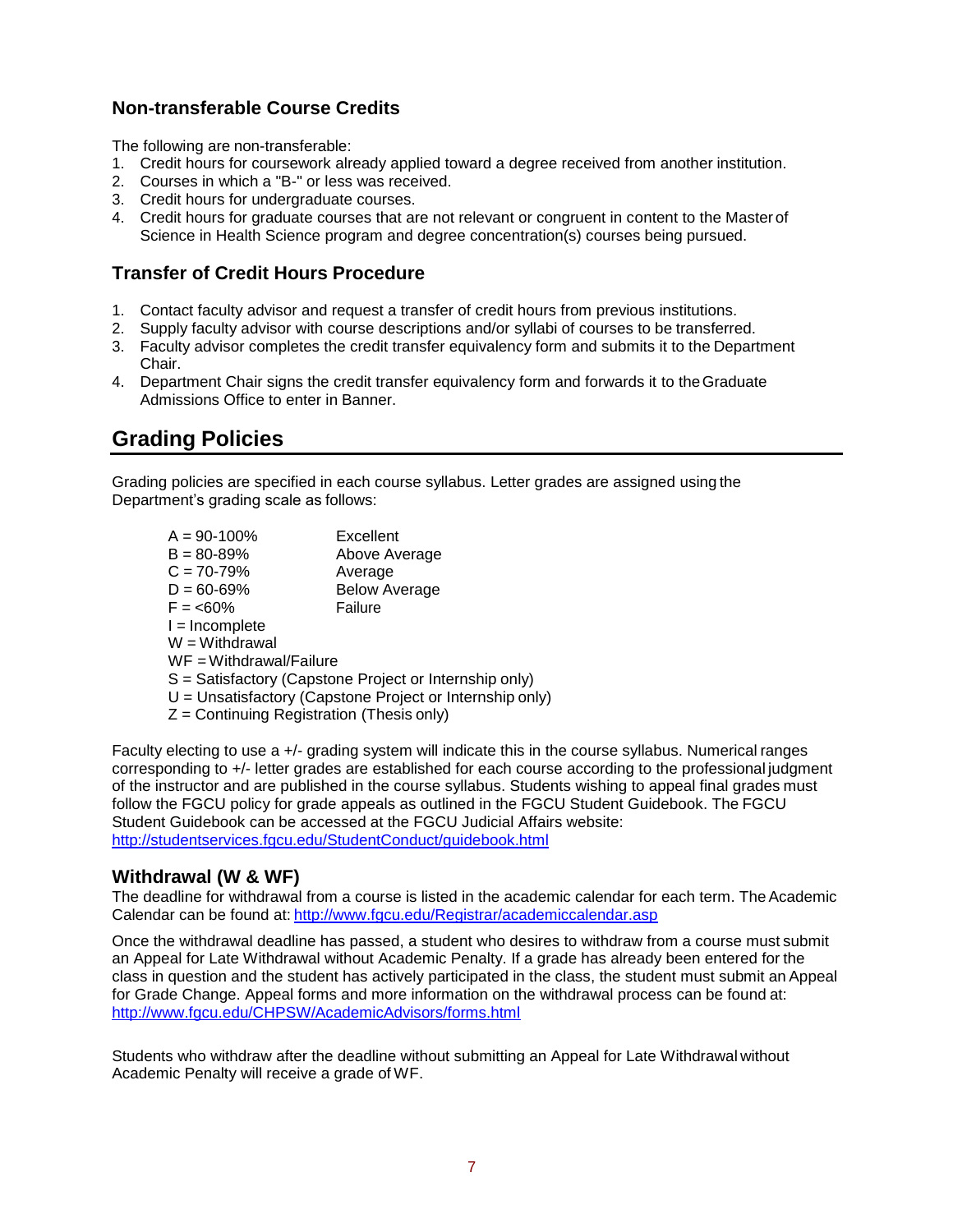### Non-transferable Course Credits

The following are non-transferable:

1. Credit hours for coursework already applied toward a degree received from another institution.
2. Courses in which a "B-" or less was received.
3. Credit hours for undergraduate courses.
4. Credit hours for graduate courses that are not relevant or congruent in content to the Master of Science in Health Science program and degree concentration(s) courses being pursued.

### Transfer of Credit Hours Procedure

1. Contact faculty advisor and request a transfer of credit hours from previous institutions.
2. Supply faculty advisor with course descriptions and/or syllabi of courses to be transferred.
3. Faculty advisor completes the credit transfer equivalency form and submits it to the Department Chair.
4. Department Chair signs the credit transfer equivalency form and forwards it to the Graduate Admissions Office to enter in Banner.

## Grading Policies

Grading policies are specified in each course syllabus. Letter grades are assigned using the Department's grading scale as follows:

A = 90-100% Excellent
B = 80-89% Above Average
C = 70-79% Average
D = 60-69% Below Average
F = <60% Failure
I = Incomplete
W = Withdrawal
WF = Withdrawal/Failure
S = Satisfactory (Capstone Project or Internship only)
U = Unsatisfactory (Capstone Project or Internship only)
Z = Continuing Registration (Thesis only)

Faculty electing to use a +/- grading system will indicate this in the course syllabus. Numerical ranges corresponding to +/- letter grades are established for each course according to the professional judgment of the instructor and are published in the course syllabus. Students wishing to appeal final grades must follow the FGCU policy for grade appeals as outlined in the FGCU Student Guidebook. The FGCU Student Guidebook can be accessed at the FGCU Judicial Affairs website: http://studentservices.fgcu.edu/StudentConduct/guidebook.html

### Withdrawal (W & WF)

The deadline for withdrawal from a course is listed in the academic calendar for each term. The Academic Calendar can be found at: http://www.fgcu.edu/Registrar/academiccalendar.asp

Once the withdrawal deadline has passed, a student who desires to withdraw from a course must submit an Appeal for Late Withdrawal without Academic Penalty. If a grade has already been entered for the class in question and the student has actively participated in the class, the student must submit an Appeal for Grade Change. Appeal forms and more information on the withdrawal process can be found at: http://www.fgcu.edu/CHPSW/AcademicAdvisors/forms.html

Students who withdraw after the deadline without submitting an Appeal for Late Withdrawal without Academic Penalty will receive a grade of WF.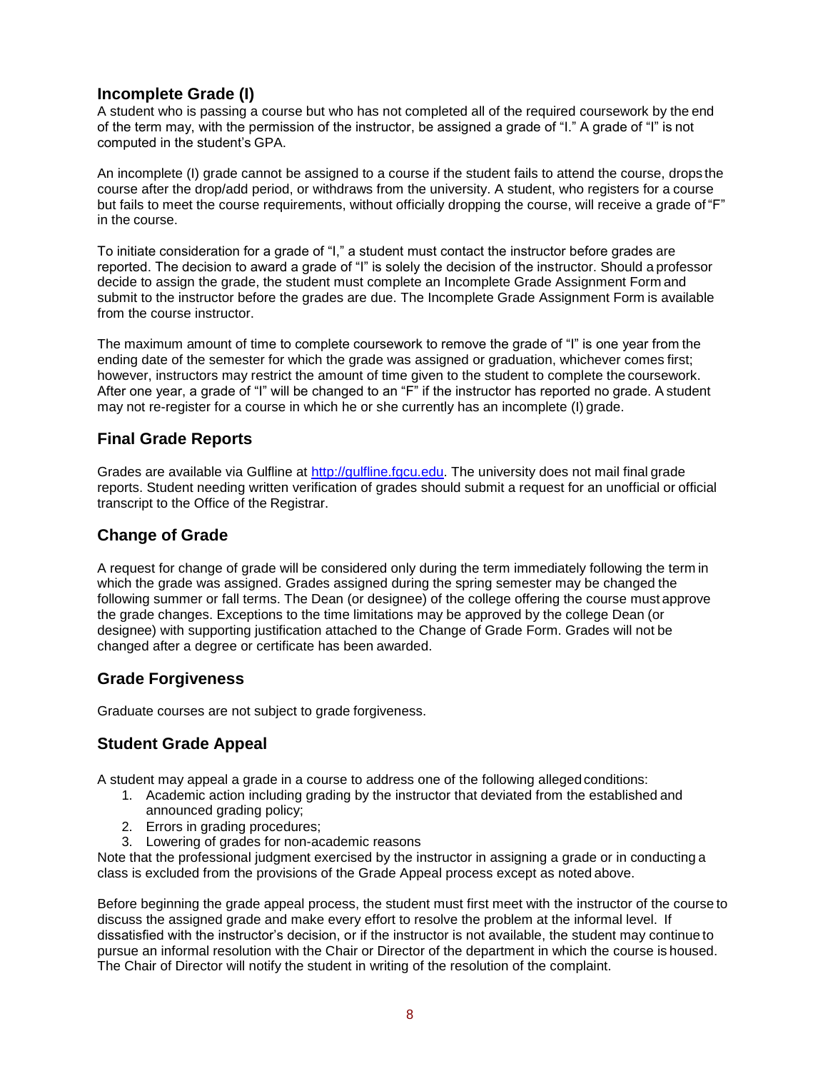## Incomplete Grade (I)

A student who is passing a course but who has not completed all of the required coursework by the end of the term may, with the permission of the instructor, be assigned a grade of "I." A grade of "I" is not computed in the student's GPA.

An incomplete (I) grade cannot be assigned to a course if the student fails to attend the course, drops the course after the drop/add period, or withdraws from the university. A student, who registers for a course but fails to meet the course requirements, without officially dropping the course, will receive a grade of "F" in the course.

To initiate consideration for a grade of "I," a student must contact the instructor before grades are reported. The decision to award a grade of "I" is solely the decision of the instructor. Should a professor decide to assign the grade, the student must complete an Incomplete Grade Assignment Form and submit to the instructor before the grades are due. The Incomplete Grade Assignment Form is available from the course instructor.

The maximum amount of time to complete coursework to remove the grade of "I" is one year from the ending date of the semester for which the grade was assigned or graduation, whichever comes first; however, instructors may restrict the amount of time given to the student to complete the coursework. After one year, a grade of "I" will be changed to an "F" if the instructor has reported no grade. A student may not re-register for a course in which he or she currently has an incomplete (I) grade.

## Final Grade Reports

Grades are available via Gulfline at [http://gulfline.fgcu.edu](http://gulfline.fgcu.edu). The university does not mail final grade reports. Student needing written verification of grades should submit a request for an unofficial or official transcript to the Office of the Registrar.

## Change of Grade

A request for change of grade will be considered only during the term immediately following the term in which the grade was assigned. Grades assigned during the spring semester may be changed the following summer or fall terms. The Dean (or designee) of the college offering the course must approve the grade changes. Exceptions to the time limitations may be approved by the college Dean (or designee) with supporting justification attached to the Change of Grade Form. Grades will not be changed after a degree or certificate has been awarded.

## Grade Forgiveness

Graduate courses are not subject to grade forgiveness.

## Student Grade Appeal

A student may appeal a grade in a course to address one of the following alleged conditions:

1. Academic action including grading by the instructor that deviated from the established and announced grading policy;
2. Errors in grading procedures;
3. Lowering of grades for non-academic reasons

Note that the professional judgment exercised by the instructor in assigning a grade or in conducting a class is excluded from the provisions of the Grade Appeal process except as noted above.

Before beginning the grade appeal process, the student must first meet with the instructor of the course to discuss the assigned grade and make every effort to resolve the problem at the informal level. If dissatisfied with the instructor's decision, or if the instructor is not available, the student may continue to pursue an informal resolution with the Chair or Director of the department in which the course is housed. The Chair of Director will notify the student in writing of the resolution of the complaint.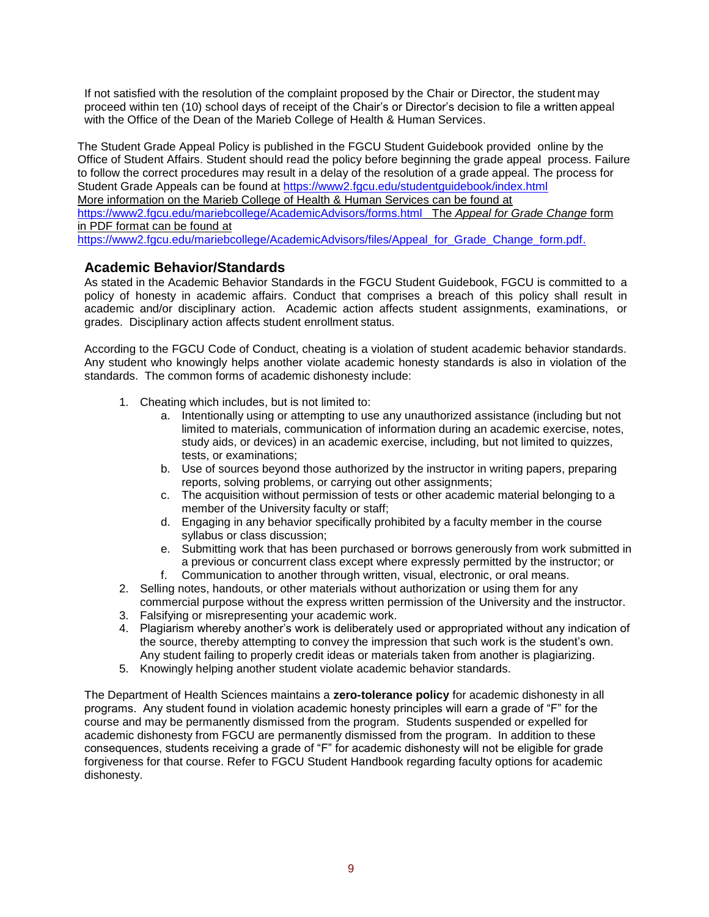If not satisfied with the resolution of the complaint proposed by the Chair or Director, the student may proceed within ten (10) school days of receipt of the Chair's or Director's decision to file a written appeal with the Office of the Dean of the Marieb College of Health & Human Services.

The Student Grade Appeal Policy is published in the FGCU Student Guidebook provided online by the Office of Student Affairs. Student should read the policy before beginning the grade appeal process. Failure to follow the correct procedures may result in a delay of the resolution of a grade appeal. The process for Student Grade Appeals can be found at https://www2.fgcu.edu/studentguidebook/index.html More information on the Marieb College of Health & Human Services can be found at https://www2.fgcu.edu/mariebcollege/AcademicAdvisors/forms.html The *Appeal for Grade Change* form in PDF format can be found at https://www2.fgcu.edu/mariebcollege/AcademicAdvisors/files/Appeal_for_Grade_Change_form.pdf.

## Academic Behavior/Standards

As stated in the Academic Behavior Standards in the FGCU Student Guidebook, FGCU is committed to a policy of honesty in academic affairs. Conduct that comprises a breach of this policy shall result in academic and/or disciplinary action. Academic action affects student assignments, examinations, or grades. Disciplinary action affects student enrollment status.

According to the FGCU Code of Conduct, cheating is a violation of student academic behavior standards. Any student who knowingly helps another violate academic honesty standards is also in violation of the standards. The common forms of academic dishonesty include:

1. Cheating which includes, but is not limited to:
   a. Intentionally using or attempting to use any unauthorized assistance (including but not limited to materials, communication of information during an academic exercise, notes, study aids, or devices) in an academic exercise, including, but not limited to quizzes, tests, or examinations;
   b. Use of sources beyond those authorized by the instructor in writing papers, preparing reports, solving problems, or carrying out other assignments;
   c. The acquisition without permission of tests or other academic material belonging to a member of the University faculty or staff;
   d. Engaging in any behavior specifically prohibited by a faculty member in the course syllabus or class discussion;
   e. Submitting work that has been purchased or borrows generously from work submitted in a previous or concurrent class except where expressly permitted by the instructor; or
   f. Communication to another through written, visual, electronic, or oral means.
2. Selling notes, handouts, or other materials without authorization or using them for any commercial purpose without the express written permission of the University and the instructor.
3. Falsifying or misrepresenting your academic work.
4. Plagiarism whereby another's work is deliberately used or appropriated without any indication of the source, thereby attempting to convey the impression that such work is the student's own. Any student failing to properly credit ideas or materials taken from another is plagiarizing.
5. Knowingly helping another student violate academic behavior standards.

The Department of Health Sciences maintains a **zero-tolerance policy** for academic dishonesty in all programs. Any student found in violation academic honesty principles will earn a grade of "F" for the course and may be permanently dismissed from the program. Students suspended or expelled for academic dishonesty from FGCU are permanently dismissed from the program. In addition to these consequences, students receiving a grade of "F" for academic dishonesty will not be eligible for grade forgiveness for that course. Refer to FGCU Student Handbook regarding faculty options for academic dishonesty.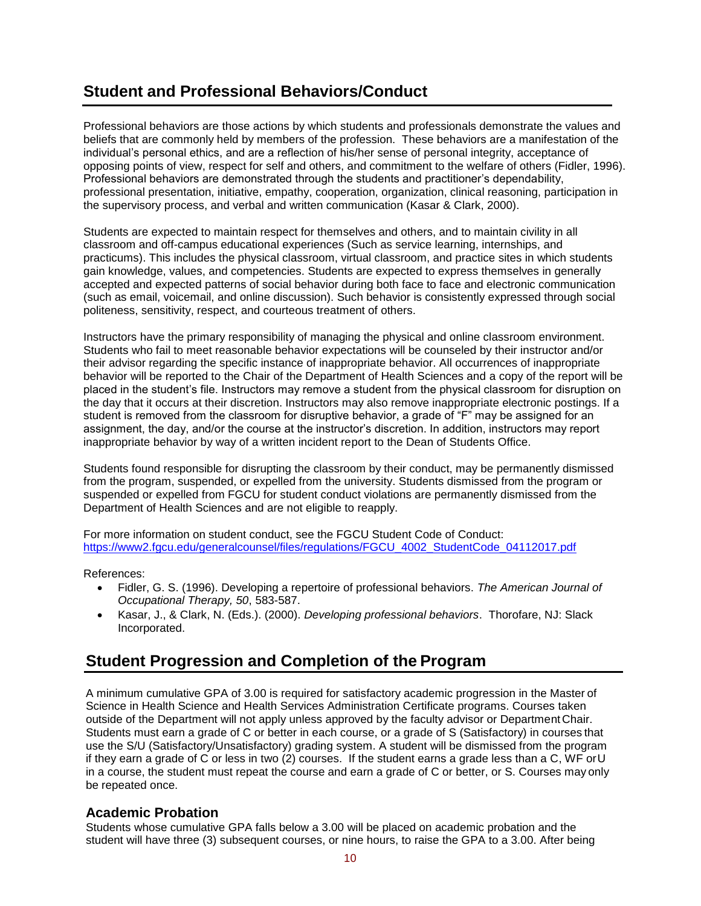## Student and Professional Behaviors/Conduct

Professional behaviors are those actions by which students and professionals demonstrate the values and beliefs that are commonly held by members of the profession. These behaviors are a manifestation of the individual's personal ethics, and are a reflection of his/her sense of personal integrity, acceptance of opposing points of view, respect for self and others, and commitment to the welfare of others (Fidler, 1996). Professional behaviors are demonstrated through the students and practitioner's dependability, professional presentation, initiative, empathy, cooperation, organization, clinical reasoning, participation in the supervisory process, and verbal and written communication (Kasar & Clark, 2000).

Students are expected to maintain respect for themselves and others, and to maintain civility in all classroom and off-campus educational experiences (Such as service learning, internships, and practicums). This includes the physical classroom, virtual classroom, and practice sites in which students gain knowledge, values, and competencies. Students are expected to express themselves in generally accepted and expected patterns of social behavior during both face to face and electronic communication (such as email, voicemail, and online discussion). Such behavior is consistently expressed through social politeness, sensitivity, respect, and courteous treatment of others.

Instructors have the primary responsibility of managing the physical and online classroom environment. Students who fail to meet reasonable behavior expectations will be counseled by their instructor and/or their advisor regarding the specific instance of inappropriate behavior. All occurrences of inappropriate behavior will be reported to the Chair of the Department of Health Sciences and a copy of the report will be placed in the student's file. Instructors may remove a student from the physical classroom for disruption on the day that it occurs at their discretion. Instructors may also remove inappropriate electronic postings. If a student is removed from the classroom for disruptive behavior, a grade of "F" may be assigned for an assignment, the day, and/or the course at the instructor's discretion. In addition, instructors may report inappropriate behavior by way of a written incident report to the Dean of Students Office.

Students found responsible for disrupting the classroom by their conduct, may be permanently dismissed from the program, suspended, or expelled from the university. Students dismissed from the program or suspended or expelled from FGCU for student conduct violations are permanently dismissed from the Department of Health Sciences and are not eligible to reapply.

For more information on student conduct, see the FGCU Student Code of Conduct: https://www2.fgcu.edu/generalcounsel/files/regulations/FGCU_4002_StudentCode_04112017.pdf

References:

- Fidler, G. S. (1996). Developing a repertoire of professional behaviors. *The American Journal of Occupational Therapy, 50*, 583-587.
- Kasar, J., & Clark, N. (Eds.). (2000). *Developing professional behaviors*. Thorofare, NJ: Slack Incorporated.

## Student Progression and Completion of the Program

A minimum cumulative GPA of 3.00 is required for satisfactory academic progression in the Master of Science in Health Science and Health Services Administration Certificate programs. Courses taken outside of the Department will not apply unless approved by the faculty advisor or Department Chair. Students must earn a grade of C or better in each course, or a grade of S (Satisfactory) in courses that use the S/U (Satisfactory/Unsatisfactory) grading system. A student will be dismissed from the program if they earn a grade of C or less in two (2) courses. If the student earns a grade less than a C, WF or U in a course, the student must repeat the course and earn a grade of C or better, or S. Courses may only be repeated once.

### Academic Probation

Students whose cumulative GPA falls below a 3.00 will be placed on academic probation and the student will have three (3) subsequent courses, or nine hours, to raise the GPA to a 3.00. After being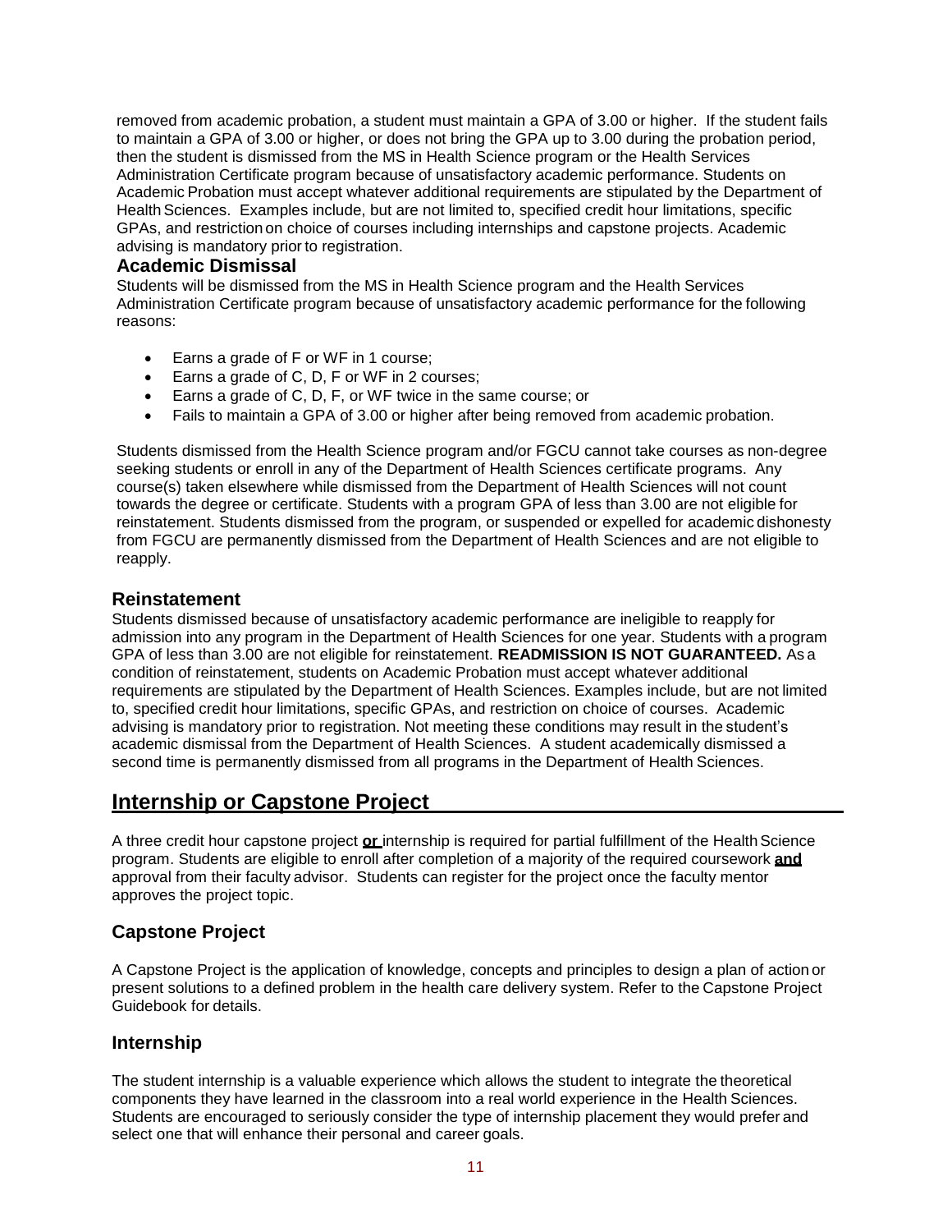removed from academic probation, a student must maintain a GPA of 3.00 or higher. If the student fails to maintain a GPA of 3.00 or higher, or does not bring the GPA up to 3.00 during the probation period, then the student is dismissed from the MS in Health Science program or the Health Services Administration Certificate program because of unsatisfactory academic performance. Students on Academic Probation must accept whatever additional requirements are stipulated by the Department of Health Sciences. Examples include, but are not limited to, specified credit hour limitations, specific GPAs, and restriction on choice of courses including internships and capstone projects. Academic advising is mandatory prior to registration.

### Academic Dismissal

Students will be dismissed from the MS in Health Science program and the Health Services Administration Certificate program because of unsatisfactory academic performance for the following reasons:

- Earns a grade of F or WF in 1 course;
- Earns a grade of C, D, F or WF in 2 courses;
- Earns a grade of C, D, F, or WF twice in the same course; or
- Fails to maintain a GPA of 3.00 or higher after being removed from academic probation.

Students dismissed from the Health Science program and/or FGCU cannot take courses as non-degree seeking students or enroll in any of the Department of Health Sciences certificate programs. Any course(s) taken elsewhere while dismissed from the Department of Health Sciences will not count towards the degree or certificate. Students with a program GPA of less than 3.00 are not eligible for reinstatement. Students dismissed from the program, or suspended or expelled for academic dishonesty from FGCU are permanently dismissed from the Department of Health Sciences and are not eligible to reapply.

### Reinstatement

Students dismissed because of unsatisfactory academic performance are ineligible to reapply for admission into any program in the Department of Health Sciences for one year. Students with a program GPA of less than 3.00 are not eligible for reinstatement. **READMISSION IS NOT GUARANTEED.** As a condition of reinstatement, students on Academic Probation must accept whatever additional requirements are stipulated by the Department of Health Sciences. Examples include, but are not limited to, specified credit hour limitations, specific GPAs, and restriction on choice of courses. Academic advising is mandatory prior to registration. Not meeting these conditions may result in the student's academic dismissal from the Department of Health Sciences. A student academically dismissed a second time is permanently dismissed from all programs in the Department of Health Sciences.

## Internship or Capstone Project

A three credit hour capstone project **or** internship is required for partial fulfillment of the Health Science program. Students are eligible to enroll after completion of a majority of the required coursework **and** approval from their faculty advisor. Students can register for the project once the faculty mentor approves the project topic.

### Capstone Project

A Capstone Project is the application of knowledge, concepts and principles to design a plan of action or present solutions to a defined problem in the health care delivery system. Refer to the Capstone Project Guidebook for details.

### Internship

The student internship is a valuable experience which allows the student to integrate the theoretical components they have learned in the classroom into a real world experience in the Health Sciences. Students are encouraged to seriously consider the type of internship placement they would prefer and select one that will enhance their personal and career goals.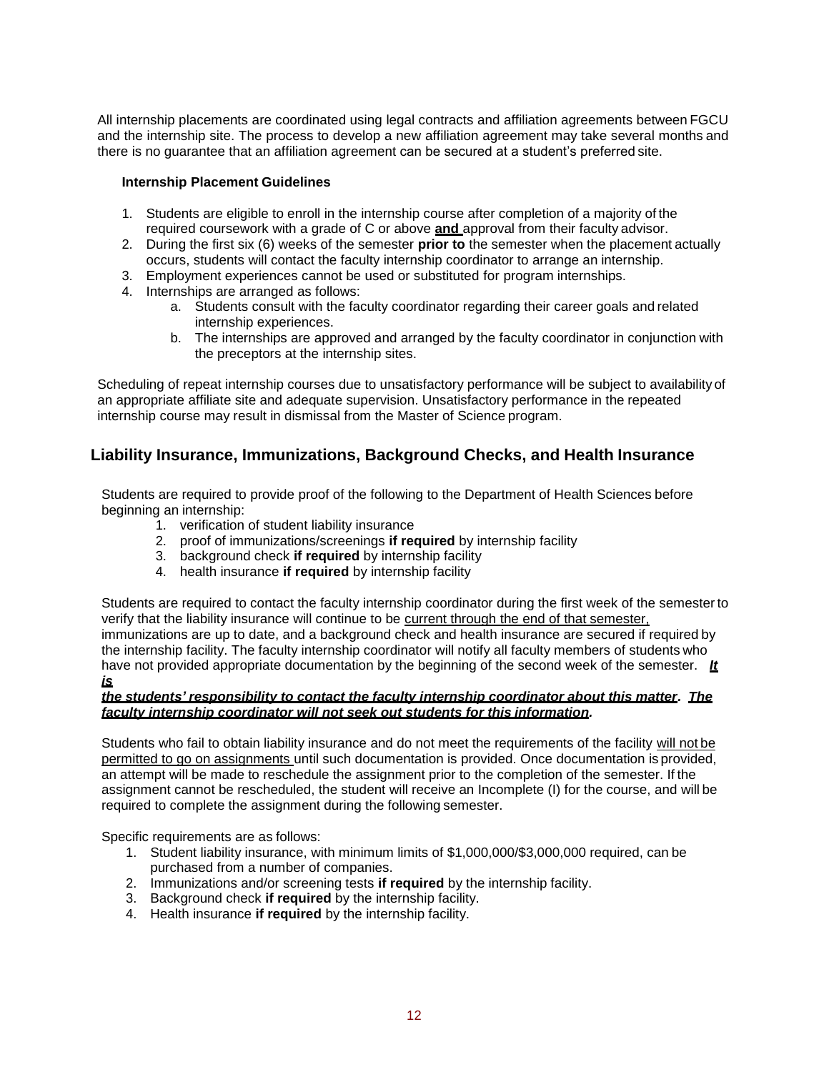All internship placements are coordinated using legal contracts and affiliation agreements between FGCU and the internship site. The process to develop a new affiliation agreement may take several months and there is no guarantee that an affiliation agreement can be secured at a student's preferred site.

**Internship Placement Guidelines**

1. Students are eligible to enroll in the internship course after completion of a majority of the required coursework with a grade of C or above **and** approval from their faculty advisor.
2. During the first six (6) weeks of the semester **prior to** the semester when the placement actually occurs, students will contact the faculty internship coordinator to arrange an internship.
3. Employment experiences cannot be used or substituted for program internships.
4. Internships are arranged as follows:
   a. Students consult with the faculty coordinator regarding their career goals and related internship experiences.
   b. The internships are approved and arranged by the faculty coordinator in conjunction with the preceptors at the internship sites.

Scheduling of repeat internship courses due to unsatisfactory performance will be subject to availability of an appropriate affiliate site and adequate supervision. Unsatisfactory performance in the repeated internship course may result in dismissal from the Master of Science program.

## Liability Insurance, Immunizations, Background Checks, and Health Insurance

Students are required to provide proof of the following to the Department of Health Sciences before beginning an internship:

1. verification of student liability insurance
2. proof of immunizations/screenings **if required** by internship facility
3. background check **if required** by internship facility
4. health insurance **if required** by internship facility

Students are required to contact the faculty internship coordinator during the first week of the semester to verify that the liability insurance will continue to be current through the end of that semester, immunizations are up to date, and a background check and health insurance are secured if required by the internship facility. The faculty internship coordinator will notify all faculty members of students who have not provided appropriate documentation by the beginning of the second week of the semester. ***It is the students' responsibility to contact the faculty internship coordinator about this matter. The faculty internship coordinator will not seek out students for this information.***

Students who fail to obtain liability insurance and do not meet the requirements of the facility will not be permitted to go on assignments until such documentation is provided. Once documentation is provided, an attempt will be made to reschedule the assignment prior to the completion of the semester. If the assignment cannot be rescheduled, the student will receive an Incomplete (I) for the course, and will be required to complete the assignment during the following semester.

Specific requirements are as follows:

1. Student liability insurance, with minimum limits of $1,000,000/$3,000,000 required, can be purchased from a number of companies.
2. Immunizations and/or screening tests **if required** by the internship facility.
3. Background check **if required** by the internship facility.
4. Health insurance **if required** by the internship facility.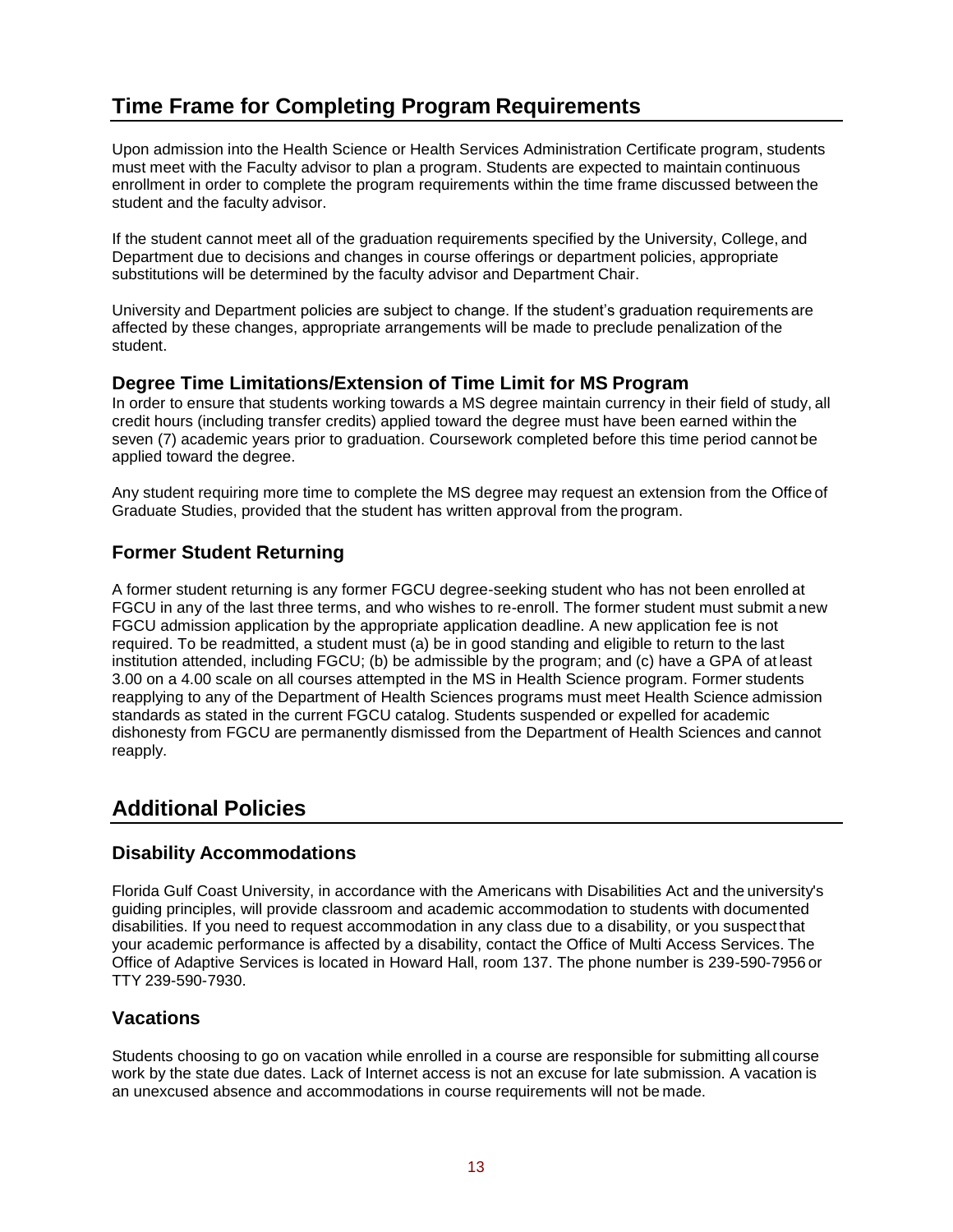## Time Frame for Completing Program Requirements

Upon admission into the Health Science or Health Services Administration Certificate program, students must meet with the Faculty advisor to plan a program. Students are expected to maintain continuous enrollment in order to complete the program requirements within the time frame discussed between the student and the faculty advisor.

If the student cannot meet all of the graduation requirements specified by the University, College, and Department due to decisions and changes in course offerings or department policies, appropriate substitutions will be determined by the faculty advisor and Department Chair.

University and Department policies are subject to change. If the student's graduation requirements are affected by these changes, appropriate arrangements will be made to preclude penalization of the student.

### Degree Time Limitations/Extension of Time Limit for MS Program

In order to ensure that students working towards a MS degree maintain currency in their field of study, all credit hours (including transfer credits) applied toward the degree must have been earned within the seven (7) academic years prior to graduation. Coursework completed before this time period cannot be applied toward the degree.

Any student requiring more time to complete the MS degree may request an extension from the Office of Graduate Studies, provided that the student has written approval from the program.

### Former Student Returning

A former student returning is any former FGCU degree-seeking student who has not been enrolled at FGCU in any of the last three terms, and who wishes to re-enroll. The former student must submit a new FGCU admission application by the appropriate application deadline. A new application fee is not required. To be readmitted, a student must (a) be in good standing and eligible to return to the last institution attended, including FGCU; (b) be admissible by the program; and (c) have a GPA of at least 3.00 on a 4.00 scale on all courses attempted in the MS in Health Science program. Former students reapplying to any of the Department of Health Sciences programs must meet Health Science admission standards as stated in the current FGCU catalog. Students suspended or expelled for academic dishonesty from FGCU are permanently dismissed from the Department of Health Sciences and cannot reapply.

## Additional Policies

### Disability Accommodations

Florida Gulf Coast University, in accordance with the Americans with Disabilities Act and the university's guiding principles, will provide classroom and academic accommodation to students with documented disabilities. If you need to request accommodation in any class due to a disability, or you suspect that your academic performance is affected by a disability, contact the Office of Multi Access Services. The Office of Adaptive Services is located in Howard Hall, room 137. The phone number is 239-590-7956 or TTY 239-590-7930.

### Vacations

Students choosing to go on vacation while enrolled in a course are responsible for submitting all course work by the state due dates. Lack of Internet access is not an excuse for late submission. A vacation is an unexcused absence and accommodations in course requirements will not be made.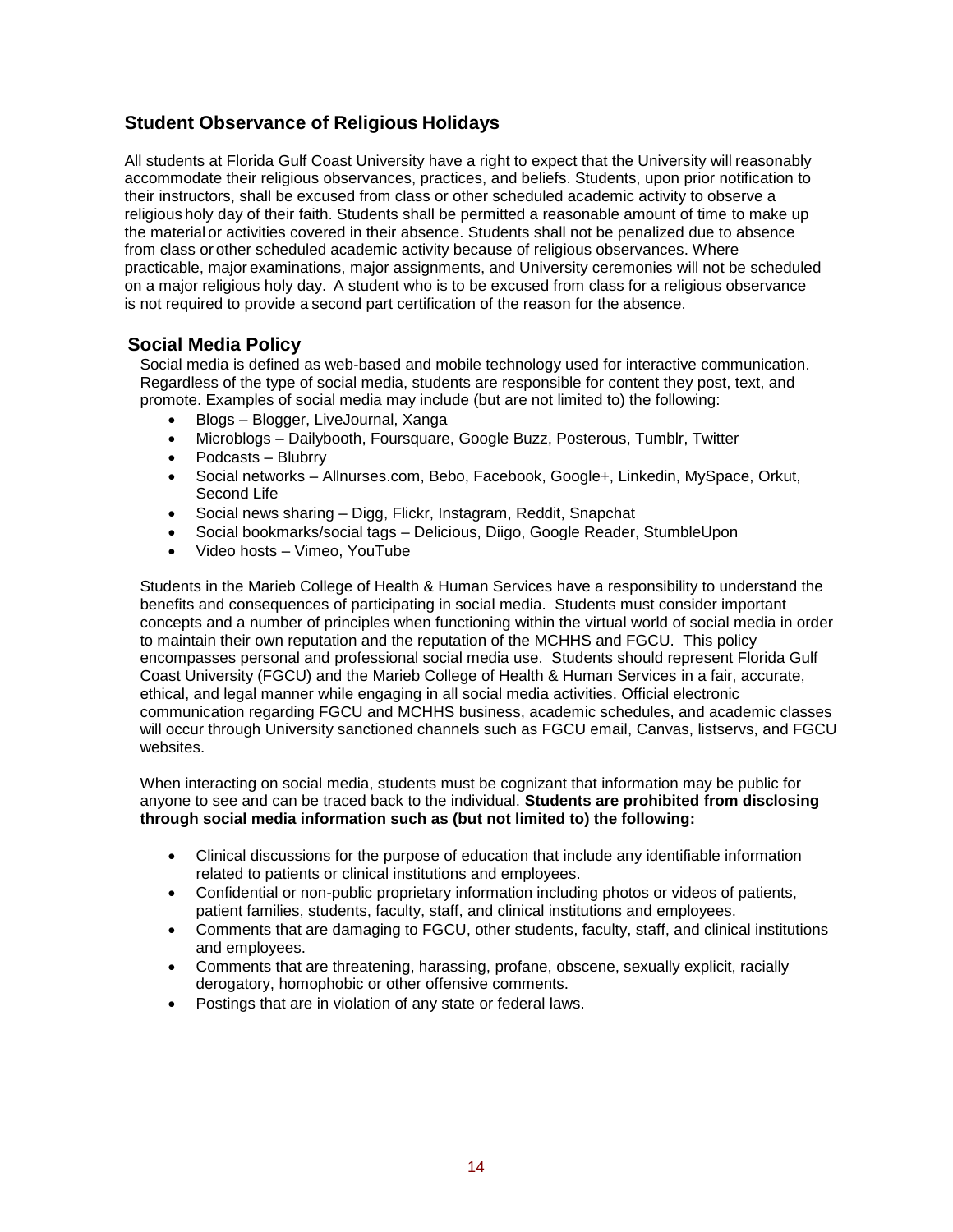## Student Observance of Religious Holidays

All students at Florida Gulf Coast University have a right to expect that the University will reasonably accommodate their religious observances, practices, and beliefs. Students, upon prior notification to their instructors, shall be excused from class or other scheduled academic activity to observe a religious holy day of their faith. Students shall be permitted a reasonable amount of time to make up the material or activities covered in their absence. Students shall not be penalized due to absence from class or other scheduled academic activity because of religious observances. Where practicable, major examinations, major assignments, and University ceremonies will not be scheduled on a major religious holy day. A student who is to be excused from class for a religious observance is not required to provide a second part certification of the reason for the absence.

## Social Media Policy

Social media is defined as web-based and mobile technology used for interactive communication. Regardless of the type of social media, students are responsible for content they post, text, and promote. Examples of social media may include (but are not limited to) the following:

- Blogs – Blogger, LiveJournal, Xanga
- Microblogs – Dailybooth, Foursquare, Google Buzz, Posterous, Tumblr, Twitter
- Podcasts – Blubrry
- Social networks – Allnurses.com, Bebo, Facebook, Google+, Linkedin, MySpace, Orkut, Second Life
- Social news sharing – Digg, Flickr, Instagram, Reddit, Snapchat
- Social bookmarks/social tags – Delicious, Diigo, Google Reader, StumbleUpon
- Video hosts – Vimeo, YouTube

Students in the Marieb College of Health & Human Services have a responsibility to understand the benefits and consequences of participating in social media. Students must consider important concepts and a number of principles when functioning within the virtual world of social media in order to maintain their own reputation and the reputation of the MCHHS and FGCU. This policy encompasses personal and professional social media use. Students should represent Florida Gulf Coast University (FGCU) and the Marieb College of Health & Human Services in a fair, accurate, ethical, and legal manner while engaging in all social media activities. Official electronic communication regarding FGCU and MCHHS business, academic schedules, and academic classes will occur through University sanctioned channels such as FGCU email, Canvas, listservs, and FGCU websites.

When interacting on social media, students must be cognizant that information may be public for anyone to see and can be traced back to the individual. **Students are prohibited from disclosing through social media information such as (but not limited to) the following:**

- Clinical discussions for the purpose of education that include any identifiable information related to patients or clinical institutions and employees.
- Confidential or non-public proprietary information including photos or videos of patients, patient families, students, faculty, staff, and clinical institutions and employees.
- Comments that are damaging to FGCU, other students, faculty, staff, and clinical institutions and employees.
- Comments that are threatening, harassing, profane, obscene, sexually explicit, racially derogatory, homophobic or other offensive comments.
- Postings that are in violation of any state or federal laws.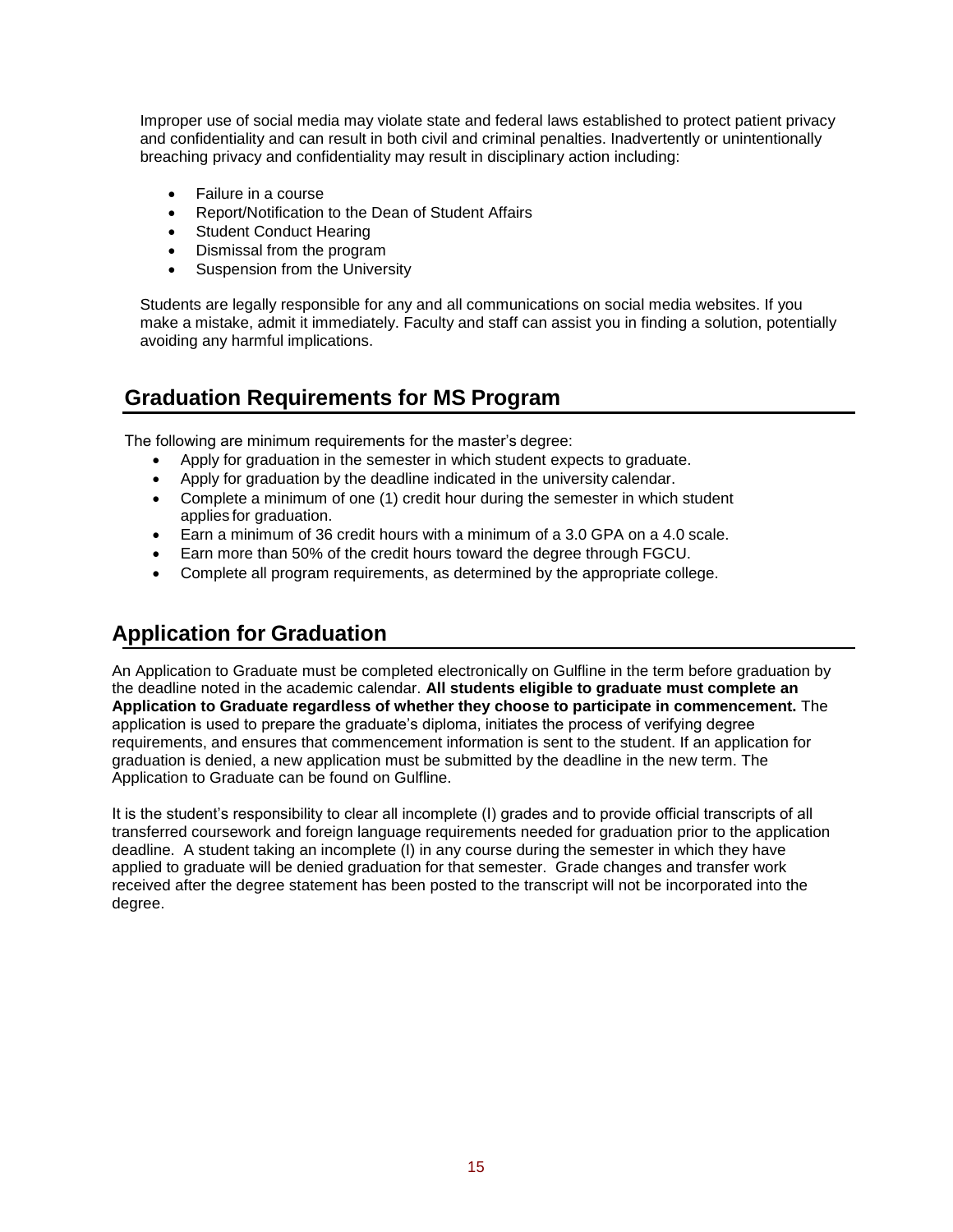Improper use of social media may violate state and federal laws established to protect patient privacy and confidentiality and can result in both civil and criminal penalties. Inadvertently or unintentionally breaching privacy and confidentiality may result in disciplinary action including:

- Failure in a course
- Report/Notification to the Dean of Student Affairs
- Student Conduct Hearing
- Dismissal from the program
- Suspension from the University

Students are legally responsible for any and all communications on social media websites. If you make a mistake, admit it immediately. Faculty and staff can assist you in finding a solution, potentially avoiding any harmful implications.

## Graduation Requirements for MS Program

The following are minimum requirements for the master's degree:

- Apply for graduation in the semester in which student expects to graduate.
- Apply for graduation by the deadline indicated in the university calendar.
- Complete a minimum of one (1) credit hour during the semester in which student applies for graduation.
- Earn a minimum of 36 credit hours with a minimum of a 3.0 GPA on a 4.0 scale.
- Earn more than 50% of the credit hours toward the degree through FGCU.
- Complete all program requirements, as determined by the appropriate college.

## Application for Graduation

An Application to Graduate must be completed electronically on Gulfline in the term before graduation by the deadline noted in the academic calendar. **All students eligible to graduate must complete an Application to Graduate regardless of whether they choose to participate in commencement.** The application is used to prepare the graduate's diploma, initiates the process of verifying degree requirements, and ensures that commencement information is sent to the student. If an application for graduation is denied, a new application must be submitted by the deadline in the new term. The Application to Graduate can be found on Gulfline.

It is the student's responsibility to clear all incomplete (I) grades and to provide official transcripts of all transferred coursework and foreign language requirements needed for graduation prior to the application deadline. A student taking an incomplete (I) in any course during the semester in which they have applied to graduate will be denied graduation for that semester. Grade changes and transfer work received after the degree statement has been posted to the transcript will not be incorporated into the degree.